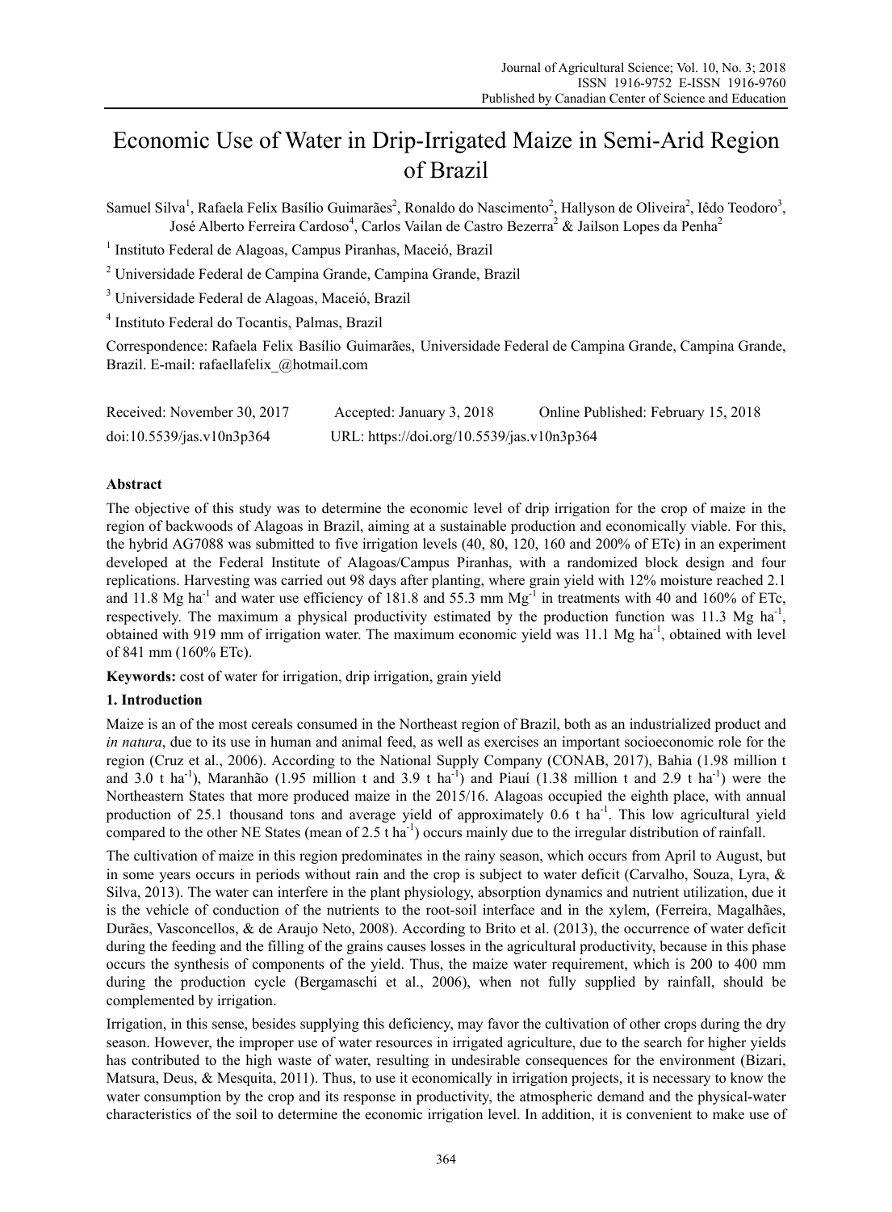# Economic Use of Water in Drip-Irrigated Maize in Semi-Arid Region of Brazil

Samuel Silva[1], Rafaela Felix Basílio Guimarães[2], Ronaldo do Nascimento[2], Hallyson de Oliveira[2], Iêdo Teodoro[3], José Alberto Ferreira Cardoso[4], Carlos Vailan de Castro Bezerra[2] & Jailson Lopes da Penha[2]

[1] Instituto Federal de Alagoas, Campus Piranhas, Maceió, Brazil

[2] Universidade Federal de Campina Grande, Campina Grande, Brazil

[3] Universidade Federal de Alagoas, Maceió, Brazil

[4] Instituto Federal do Tocantis, Palmas, Brazil

Correspondence: Rafaela Felix Basílio Guimarães, Universidade Federal de Campina Grande, Campina Grande, Brazil. E-mail: rafaellafelix_@hotmail.com

Received: November 30, 2017 Accepted: January 3, 2018 Online Published: February 15, 2018

doi:10.5539/jas.v10n3p364 URL: https://doi.org/10.5539/jas.v10n3p364

**Abstract**

The objective of this study was to determine the economic level of drip irrigation for the crop of maize in the region of backwoods of Alagoas in Brazil, aiming at a sustainable production and economically viable. For this, the hybrid AG7088 was submitted to five irrigation levels (40, 80, 120, 160 and 200% of ETc) in an experiment developed at the Federal Institute of Alagoas/Campus Piranhas, with a randomized block design and four replications. Harvesting was carried out 98 days after planting, where grain yield with 12% moisture reached 2.1 and 11.8 Mg ha$^{-1}$ and water use efficiency of 181.8 and 55.3 mm Mg$^{-1}$ in treatments with 40 and 160% of ETc, respectively. The maximum a physical productivity estimated by the production function was 11.3 Mg ha$^{-1}$, obtained with 919 mm of irrigation water. The maximum economic yield was 11.1 Mg ha$^{-1}$, obtained with level of 841 mm (160% ETc).

**Keywords:** cost of water for irrigation, drip irrigation, grain yield

## 1. Introduction

Maize is an of the most cereals consumed in the Northeast region of Brazil, both as an industrialized product and *in natura*, due to its use in human and animal feed, as well as exercises an important socioeconomic role for the region (Cruz et al., 2006). According to the National Supply Company (CONAB, 2017), Bahia (1.98 million t and 3.0 t ha$^{-1}$), Maranhão (1.95 million t and 3.9 t ha$^{-1}$) and Piauí (1.38 million t and 2.9 t ha$^{-1}$) were the Northeastern States that more produced maize in the 2015/16. Alagoas occupied the eighth place, with annual production of 25.1 thousand tons and average yield of approximately 0.6 t ha$^{-1}$. This low agricultural yield compared to the other NE States (mean of 2.5 t ha$^{-1}$) occurs mainly due to the irregular distribution of rainfall.

The cultivation of maize in this region predominates in the rainy season, which occurs from April to August, but in some years occurs in periods without rain and the crop is subject to water deficit (Carvalho, Souza, Lyra, & Silva, 2013). The water can interfere in the plant physiology, absorption dynamics and nutrient utilization, due it is the vehicle of conduction of the nutrients to the root-soil interface and in the xylem, (Ferreira, Magalhães, Durães, Vasconcellos, & de Araujo Neto, 2008). According to Brito et al. (2013), the occurrence of water deficit during the feeding and the filling of the grains causes losses in the agricultural productivity, because in this phase occurs the synthesis of components of the yield. Thus, the maize water requirement, which is 200 to 400 mm during the production cycle (Bergamaschi et al., 2006), when not fully supplied by rainfall, should be complemented by irrigation.

Irrigation, in this sense, besides supplying this deficiency, may favor the cultivation of other crops during the dry season. However, the improper use of water resources in irrigated agriculture, due to the search for higher yields has contributed to the high waste of water, resulting in undesirable consequences for the environment (Bizari, Matsura, Deus, & Mesquita, 2011). Thus, to use it economically in irrigation projects, it is necessary to know the water consumption by the crop and its response in productivity, the atmospheric demand and the physical-water characteristics of the soil to determine the economic irrigation level. In addition, it is convenient to make use of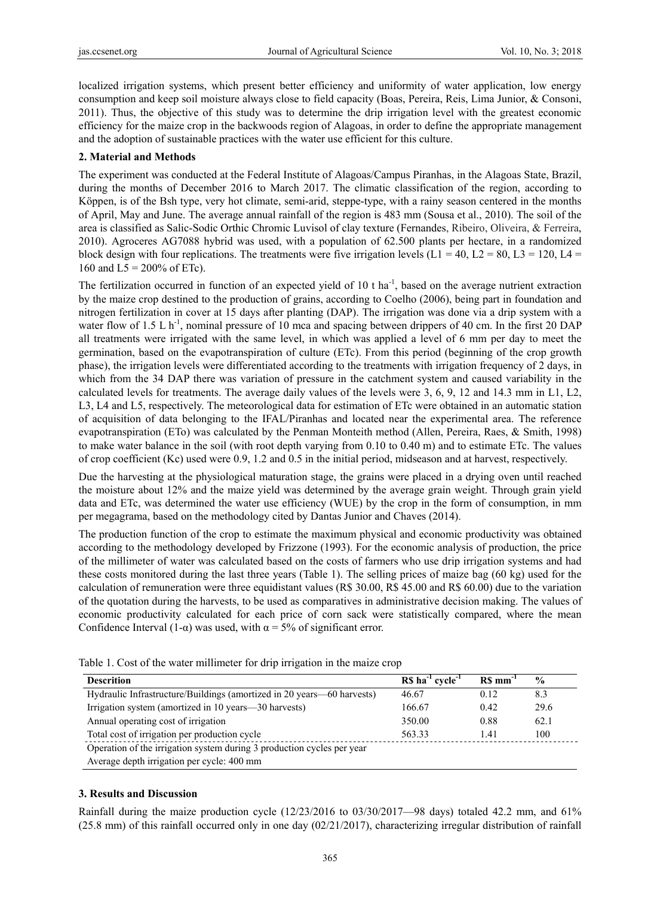localized irrigation systems, which present better efficiency and uniformity of water application, low energy consumption and keep soil moisture always close to field capacity (Boas, Pereira, Reis, Lima Junior, & Consoni, 2011). Thus, the objective of this study was to determine the drip irrigation level with the greatest economic efficiency for the maize crop in the backwoods region of Alagoas, in order to define the appropriate management and the adoption of sustainable practices with the water use efficient for this culture.

## 2. Material and Methods

The experiment was conducted at the Federal Institute of Alagoas/Campus Piranhas, in the Alagoas State, Brazil, during the months of December 2016 to March 2017. The climatic classification of the region, according to Köppen, is of the Bsh type, very hot climate, semi-arid, steppe-type, with a rainy season centered in the months of April, May and June. The average annual rainfall of the region is 483 mm (Sousa et al., 2010). The soil of the area is classified as Salic-Sodic Orthic Chromic Luvisol of clay texture (Fernandes, Ribeiro, Oliveira, & Ferreira, 2010). Agroceres AG7088 hybrid was used, with a population of 62.500 plants per hectare, in a randomized block design with four replications. The treatments were five irrigation levels (L1 = 40, L2 = 80, L3 = 120, L4 = 160 and L5 = 200% of ETc).

The fertilization occurred in function of an expected yield of 10 t ha$^{-1}$, based on the average nutrient extraction by the maize crop destined to the production of grains, according to Coelho (2006), being part in foundation and nitrogen fertilization in cover at 15 days after planting (DAP). The irrigation was done via a drip system with a water flow of 1.5 L h$^{-1}$, nominal pressure of 10 mca and spacing between drippers of 40 cm. In the first 20 DAP all treatments were irrigated with the same level, in which was applied a level of 6 mm per day to meet the germination, based on the evapotranspiration of culture (ETc). From this period (beginning of the crop growth phase), the irrigation levels were differentiated according to the treatments with irrigation frequency of 2 days, in which from the 34 DAP there was variation of pressure in the catchment system and caused variability in the calculated levels for treatments. The average daily values of the levels were 3, 6, 9, 12 and 14.3 mm in L1, L2, L3, L4 and L5, respectively. The meteorological data for estimation of ETc were obtained in an automatic station of acquisition of data belonging to the IFAL/Piranhas and located near the experimental area. The reference evapotranspiration (ETo) was calculated by the Penman Monteith method (Allen, Pereira, Raes, & Smith, 1998) to make water balance in the soil (with root depth varying from 0.10 to 0.40 m) and to estimate ETc. The values of crop coefficient (Kc) used were 0.9, 1.2 and 0.5 in the initial period, midseason and at harvest, respectively.

Due the harvesting at the physiological maturation stage, the grains were placed in a drying oven until reached the moisture about 12% and the maize yield was determined by the average grain weight. Through grain yield data and ETc, was determined the water use efficiency (WUE) by the crop in the form of consumption, in mm per megagrama, based on the methodology cited by Dantas Junior and Chaves (2014).

The production function of the crop to estimate the maximum physical and economic productivity was obtained according to the methodology developed by Frizzone (1993). For the economic analysis of production, the price of the millimeter of water was calculated based on the costs of farmers who use drip irrigation systems and had these costs monitored during the last three years (Table 1). The selling prices of maize bag (60 kg) used for the calculation of remuneration were three equidistant values (R$ 30.00, R$ 45.00 and R$ 60.00) due to the variation of the quotation during the harvests, to be used as comparatives in administrative decision making. The values of economic productivity calculated for each price of corn sack were statistically compared, where the mean Confidence Interval (1-α), was used, with α = 5% of significant error.

Table 1. Cost of the water millimeter for drip irrigation in the maize crop

| Descrition | R$ ha$^{-1}$ cycle$^{-1}$ | R$ mm$^{-1}$ | % |
|---|---|---|---|
| Hydraulic Infrastructure/Buildings (amortized in 20 years—60 harvests) | 46.67 | 0.12 | 8.3 |
| Irrigation system (amortized in 10 years—30 harvests) | 166.67 | 0.42 | 29.6 |
| Annual operating cost of irrigation | 350.00 | 0.88 | 62.1 |
| Total cost of irrigation per production cycle | 563.33 | 1.41 | 100 |
| Operation of the irrigation system during 3 production cycles per year | | | |
| Average depth irrigation per cycle: 400 mm | | | |

## 3. Results and Discussion

Rainfall during the maize production cycle (12/23/2016 to 03/30/2017—98 days) totaled 42.2 mm, and 61% (25.8 mm) of this rainfall occurred only in one day (02/21/2017), characterizing irregular distribution of rainfall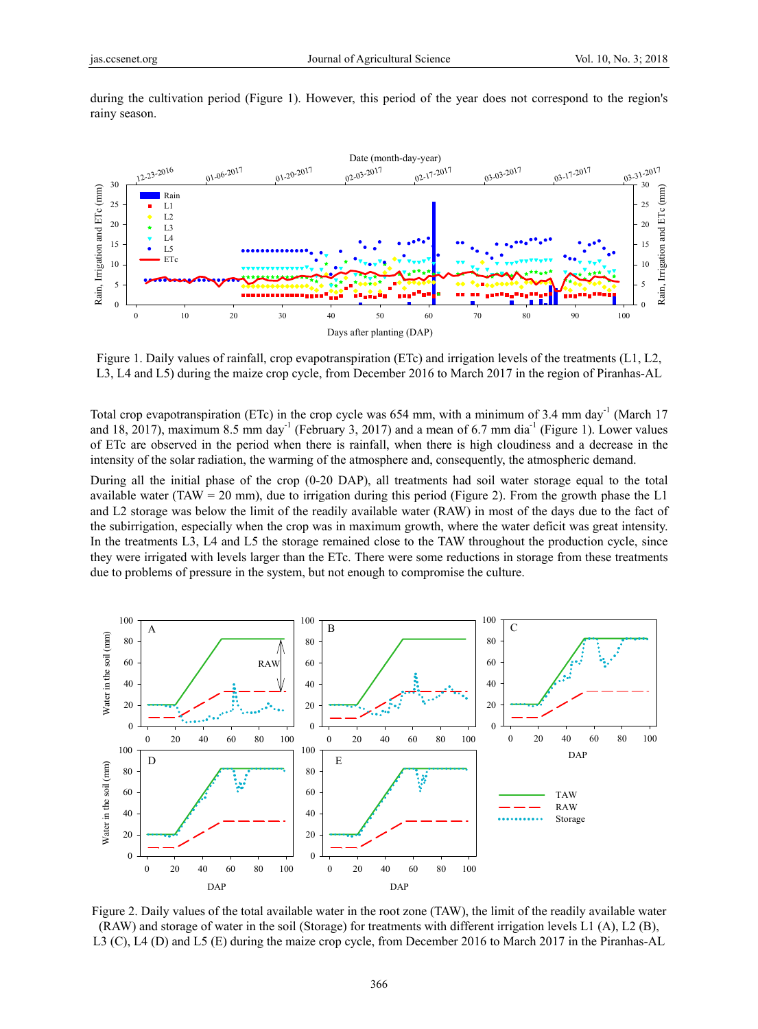during the cultivation period (Figure 1). However, this period of the year does not correspond to the region's rainy season.

Figure 1. Daily values of rainfall, crop evapotranspiration (ETc) and irrigation levels of the treatments (L1, L2, L3, L4 and L5) during the maize crop cycle, from December 2016 to March 2017 in the region of Piranhas-AL

Total crop evapotranspiration (ETc) in the crop cycle was 654 mm, with a minimum of 3.4 mm day$^{-1}$ (March 17 and 18, 2017), maximum 8.5 mm day$^{-1}$ (February 3, 2017) and a mean of 6.7 mm dia$^{-1}$ (Figure 1). Lower values of ETc are observed in the period when there is rainfall, when there is high cloudiness and a decrease in the intensity of the solar radiation, the warming of the atmosphere and, consequently, the atmospheric demand.

During all the initial phase of the crop (0-20 DAP), all treatments had soil water storage equal to the total available water (TAW = 20 mm), due to irrigation during this period (Figure 2). From the growth phase the L1 and L2 storage was below the limit of the readily available water (RAW) in most of the days due to the fact of the subirrigation, especially when the crop was in maximum growth, where the water deficit was great intensity. In the treatments L3, L4 and L5 the storage remained close to the TAW throughout the production cycle, since they were irrigated with levels larger than the ETc. There were some reductions in storage from these treatments due to problems of pressure in the system, but not enough to compromise the culture.

Figure 2. Daily values of the total available water in the root zone (TAW), the limit of the readily available water (RAW) and storage of water in the soil (Storage) for treatments with different irrigation levels L1 (A), L2 (B), L3 (C), L4 (D) and L5 (E) during the maize crop cycle, from December 2016 to March 2017 in the Piranhas-AL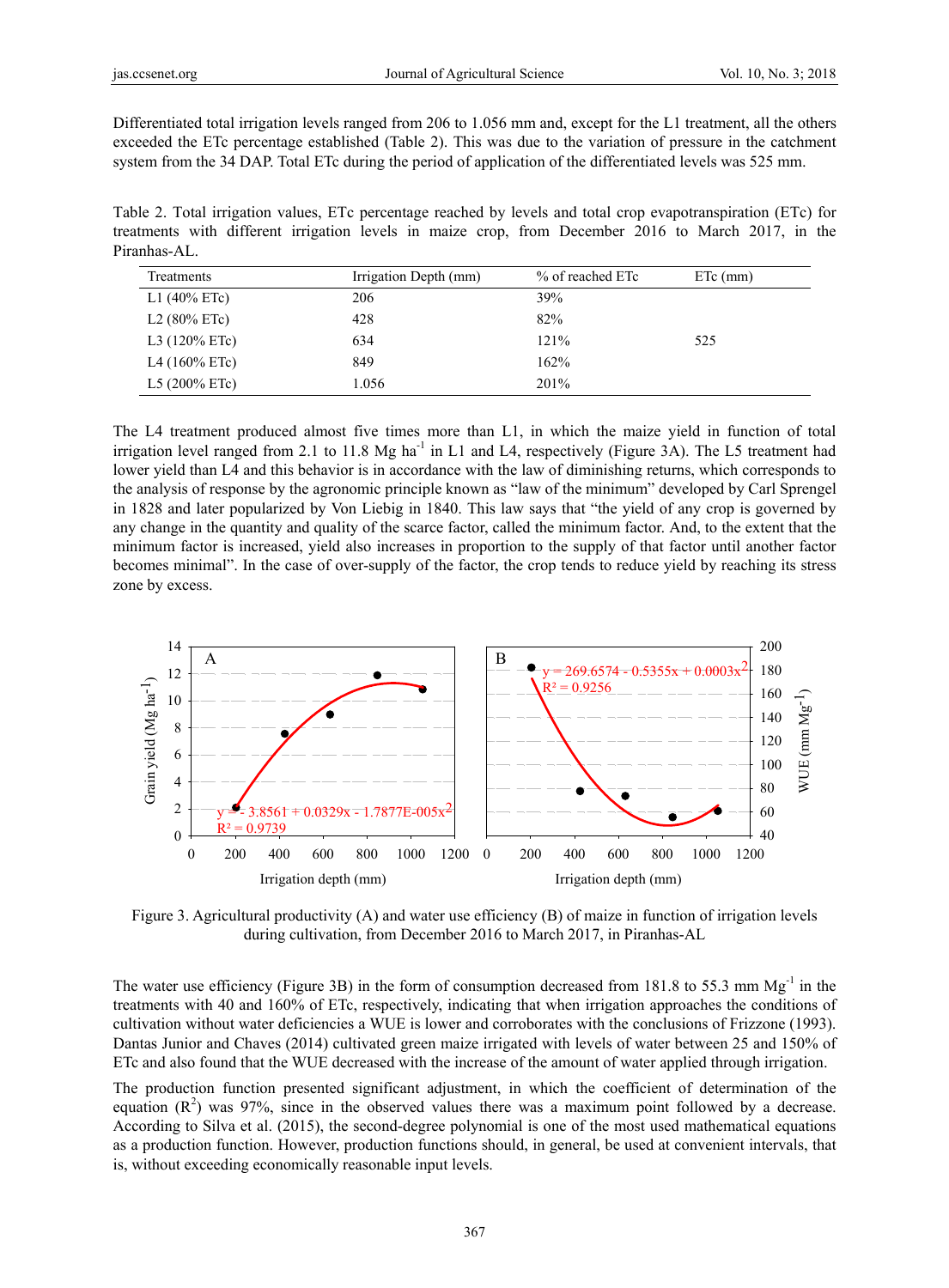Differentiated total irrigation levels ranged from 206 to 1.056 mm and, except for the L1 treatment, all the others exceeded the ETc percentage established (Table 2). This was due to the variation of pressure in the catchment system from the 34 DAP. Total ETc during the period of application of the differentiated levels was 525 mm.

Table 2. Total irrigation values, ETc percentage reached by levels and total crop evapotranspiration (ETc) for treatments with different irrigation levels in maize crop, from December 2016 to March 2017, in the Piranhas-AL.

| Treatments | Irrigation Depth (mm) | % of reached ETc | ETc (mm) |
|---|---|---|---|
| L1 (40% ETc) | 206 | 39% | |
| L2 (80% ETc) | 428 | 82% | |
| L3 (120% ETc) | 634 | 121% | 525 |
| L4 (160% ETc) | 849 | 162% | |
| L5 (200% ETc) | 1.056 | 201% | |

The L4 treatment produced almost five times more than L1, in which the maize yield in function of total irrigation level ranged from 2.1 to 11.8 Mg $ha^{-1}$ in L1 and L4, respectively (Figure 3A). The L5 treatment had lower yield than L4 and this behavior is in accordance with the law of diminishing returns, which corresponds to the analysis of response by the agronomic principle known as "law of the minimum" developed by Carl Sprengel in 1828 and later popularized by Von Liebig in 1840. This law says that "the yield of any crop is governed by any change in the quantity and quality of the scarce factor, called the minimum factor. And, to the extent that the minimum factor is increased, yield also increases in proportion to the supply of that factor until another factor becomes minimal". In the case of over-supply of the factor, the crop tends to reduce yield by reaching its stress zone by excess.

Figure 3. Agricultural productivity (A) and water use efficiency (B) of maize in function of irrigation levels during cultivation, from December 2016 to March 2017, in Piranhas-AL

The water use efficiency (Figure 3B) in the form of consumption decreased from 181.8 to 55.3 mm $Mg^{-1}$ in the treatments with 40 and 160% of ETc, respectively, indicating that when irrigation approaches the conditions of cultivation without water deficiencies a WUE is lower and corroborates with the conclusions of Frizzone (1993). Dantas Junior and Chaves (2014) cultivated green maize irrigated with levels of water between 25 and 150% of ETc and also found that the WUE decreased with the increase of the amount of water applied through irrigation.

The production function presented significant adjustment, in which the coefficient of determination of the equation ($R^2$) was 97%, since in the observed values there was a maximum point followed by a decrease. According to Silva et al. (2015), the second-degree polynomial is one of the most used mathematical equations as a production function. However, production functions should, in general, be used at convenient intervals, that is, without exceeding economically reasonable input levels.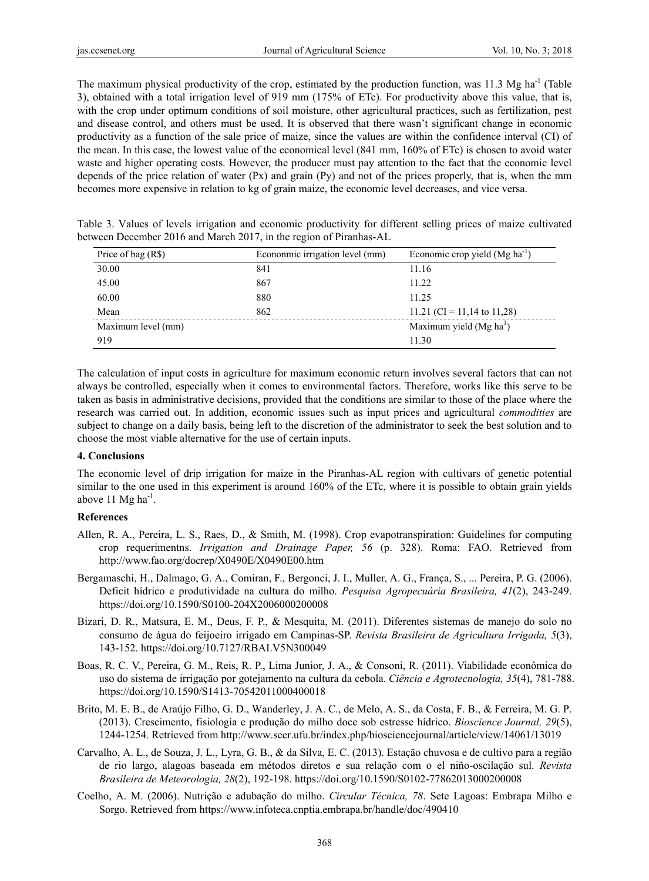The maximum physical productivity of the crop, estimated by the production function, was 11.3 Mg ha$^{-1}$ (Table 3), obtained with a total irrigation level of 919 mm (175% of ETc). For productivity above this value, that is, with the crop under optimum conditions of soil moisture, other agricultural practices, such as fertilization, pest and disease control, and others must be used. It is observed that there wasn't significant change in economic productivity as a function of the sale price of maize, since the values are within the confidence interval (CI) of the mean. In this case, the lowest value of the economical level (841 mm, 160% of ETc) is chosen to avoid water waste and higher operating costs. However, the producer must pay attention to the fact that the economic level depends of the price relation of water (Px) and grain (Py) and not of the prices properly, that is, when the mm becomes more expensive in relation to kg of grain maize, the economic level decreases, and vice versa.

Table 3. Values of levels irrigation and economic productivity for different selling prices of maize cultivated between December 2016 and March 2017, in the region of Piranhas-AL

| Price of bag (R$) | Econonmic irrigation level (mm) | Economic crop yield (Mg ha$^{-1}$) |
|---|---|---|
| 30.00 | 841 | 11.16 |
| 45.00 | 867 | 11.22 |
| 60.00 | 880 | 11.25 |
| Mean | 862 | 11.21 (CI = 11,14 to 11,28) |
| Maximum level (mm) | | Maximum yield (Mg ha$^{1}$) |
| 919 | | 11.30 |

The calculation of input costs in agriculture for maximum economic return involves several factors that can not always be controlled, especially when it comes to environmental factors. Therefore, works like this serve to be taken as basis in administrative decisions, provided that the conditions are similar to those of the place where the research was carried out. In addition, economic issues such as input prices and agricultural *commodities* are subject to change on a daily basis, being left to the discretion of the administrator to seek the best solution and to choose the most viable alternative for the use of certain inputs.

#### 4. Conclusions

The economic level of drip irrigation for maize in the Piranhas-AL region with cultivars of genetic potential similar to the one used in this experiment is around 160% of the ETc, where it is possible to obtain grain yields above 11 Mg ha$^{-1}$.

#### References

Allen, R. A., Pereira, L. S., Raes, D., & Smith, M. (1998). Crop evapotranspiration: Guidelines for computing crop requerimentns. *Irrigation and Drainage Paper, 56* (p. 328). Roma: FAO. Retrieved from http://www.fao.org/docrep/X0490E/X0490E00.htm

Bergamaschi, H., Dalmago, G. A., Comiran, F., Bergonci, J. I., Muller, A. G., França, S., ... Pereira, P. G. (2006). Deficit hídrico e produtividade na cultura do milho. *Pesquisa Agropecuária Brasileira, 41*(2), 243-249. https://doi.org/10.1590/S0100-204X2006000200008

Bizari, D. R., Matsura, E. M., Deus, F. P., & Mesquita, M. (2011). Diferentes sistemas de manejo do solo no consumo de água do feijoeiro irrigado em Campinas-SP. *Revista Brasileira de Agricultura Irrigada, 5*(3), 143-152. https://doi.org/10.7127/RBAI.V5N300049

Boas, R. C. V., Pereira, G. M., Reis, R. P., Lima Junior, J. A., & Consoni, R. (2011). Viabilidade econômica do uso do sistema de irrigação por gotejamento na cultura da cebola. *Ciência e Agrotecnologia, 35*(4), 781-788. https://doi.org/10.1590/S1413-70542011000400018

Brito, M. E. B., de Araújo Filho, G. D., Wanderley, J. A. C., de Melo, A. S., da Costa, F. B., & Ferreira, M. G. P. (2013). Crescimento, fisiologia e produção do milho doce sob estresse hídrico. *Bioscience Journal, 29*(5), 1244-1254. Retrieved from http://www.seer.ufu.br/index.php/biosciencejournal/article/view/14061/13019

Carvalho, A. L., de Souza, J. L., Lyra, G. B., & da Silva, E. C. (2013). Estação chuvosa e de cultivo para a região de rio largo, alagoas baseada em métodos diretos e sua relação com o el niño-oscilação sul. *Revista Brasileira de Meteorologia, 28*(2), 192-198. https://doi.org/10.1590/S0102-77862013000200008

Coelho, A. M. (2006). Nutrição e adubação do milho. *Circular Técnica, 78*. Sete Lagoas: Embrapa Milho e Sorgo. Retrieved from https://www.infoteca.cnptia.embrapa.br/handle/doc/490410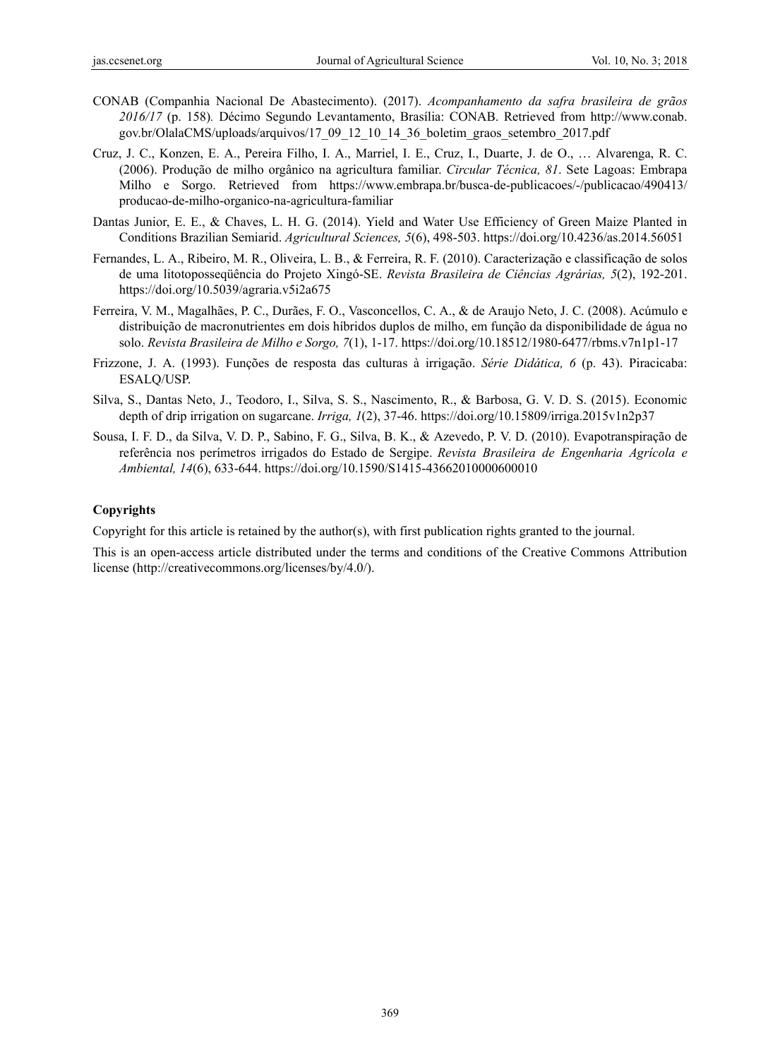CONAB (Companhia Nacional De Abastecimento). (2017). *Acompanhamento da safra brasileira de grãos 2016/17* (p. 158)*.* Décimo Segundo Levantamento, Brasília: CONAB. Retrieved from http://www.conab.gov.br/OlalaCMS/uploads/arquivos/17_09_12_10_14_36_boletim_graos_setembro_2017.pdf

Cruz, J. C., Konzen, E. A., Pereira Filho, I. A., Marriel, I. E., Cruz, I., Duarte, J. de O., … Alvarenga, R. C. (2006). Produção de milho orgânico na agricultura familiar. *Circular Técnica, 81*. Sete Lagoas: Embrapa Milho e Sorgo. Retrieved from https://www.embrapa.br/busca-de-publicacoes/-/publicacao/490413/producao-de-milho-organico-na-agricultura-familiar

Dantas Junior, E. E., & Chaves, L. H. G. (2014). Yield and Water Use Efficiency of Green Maize Planted in Conditions Brazilian Semiarid. *Agricultural Sciences, 5*(6), 498-503. https://doi.org/10.4236/as.2014.56051

Fernandes, L. A., Ribeiro, M. R., Oliveira, L. B., & Ferreira, R. F. (2010). Caracterização e classificação de solos de uma litotoposseqüência do Projeto Xingó-SE. *Revista Brasileira de Ciências Agrárias, 5*(2), 192-201. https://doi.org/10.5039/agraria.v5i2a675

Ferreira, V. M., Magalhães, P. C., Durães, F. O., Vasconcellos, C. A., & de Araujo Neto, J. C. (2008). Acúmulo e distribuição de macronutrientes em dois híbridos duplos de milho, em função da disponibilidade de água no solo. *Revista Brasileira de Milho e Sorgo, 7*(1), 1-17. https://doi.org/10.18512/1980-6477/rbms.v7n1p1-17

Frizzone, J. A. (1993). Funções de resposta das culturas à irrigação. *Série Didática, 6* (p. 43). Piracicaba: ESALQ/USP.

Silva, S., Dantas Neto, J., Teodoro, I., Silva, S. S., Nascimento, R., & Barbosa, G. V. D. S. (2015). Economic depth of drip irrigation on sugarcane. *Irriga, 1*(2), 37-46. https://doi.org/10.15809/irriga.2015v1n2p37

Sousa, I. F. D., da Silva, V. D. P., Sabino, F. G., Silva, B. K., & Azevedo, P. V. D. (2010). Evapotranspiração de referência nos perímetros irrigados do Estado de Sergipe. *Revista Brasileira de Engenharia Agrícola e Ambiental, 14*(6), 633-644. https://doi.org/10.1590/S1415-43662010000600010

**Copyrights**

Copyright for this article is retained by the author(s), with first publication rights granted to the journal.

This is an open-access article distributed under the terms and conditions of the Creative Commons Attribution license (http://creativecommons.org/licenses/by/4.0/).